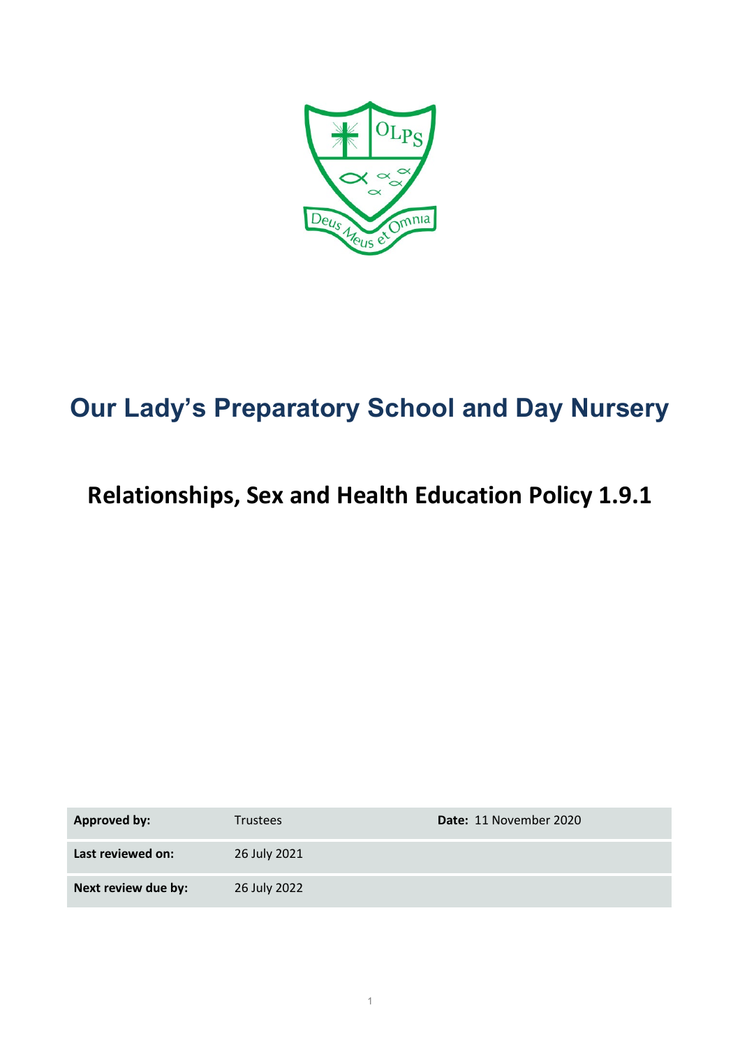# Our Lady's Preparatory School and Day Nursery

## Relationships, Sex and Health Education Policy 1.9.1

| **Approved by:** | Trustees | **Date:** 11 November 2020 |
|---|---|---|
| **Last reviewed on:** | 26 July 2021 | |
| **Next review due by:** | 26 July 2022 | |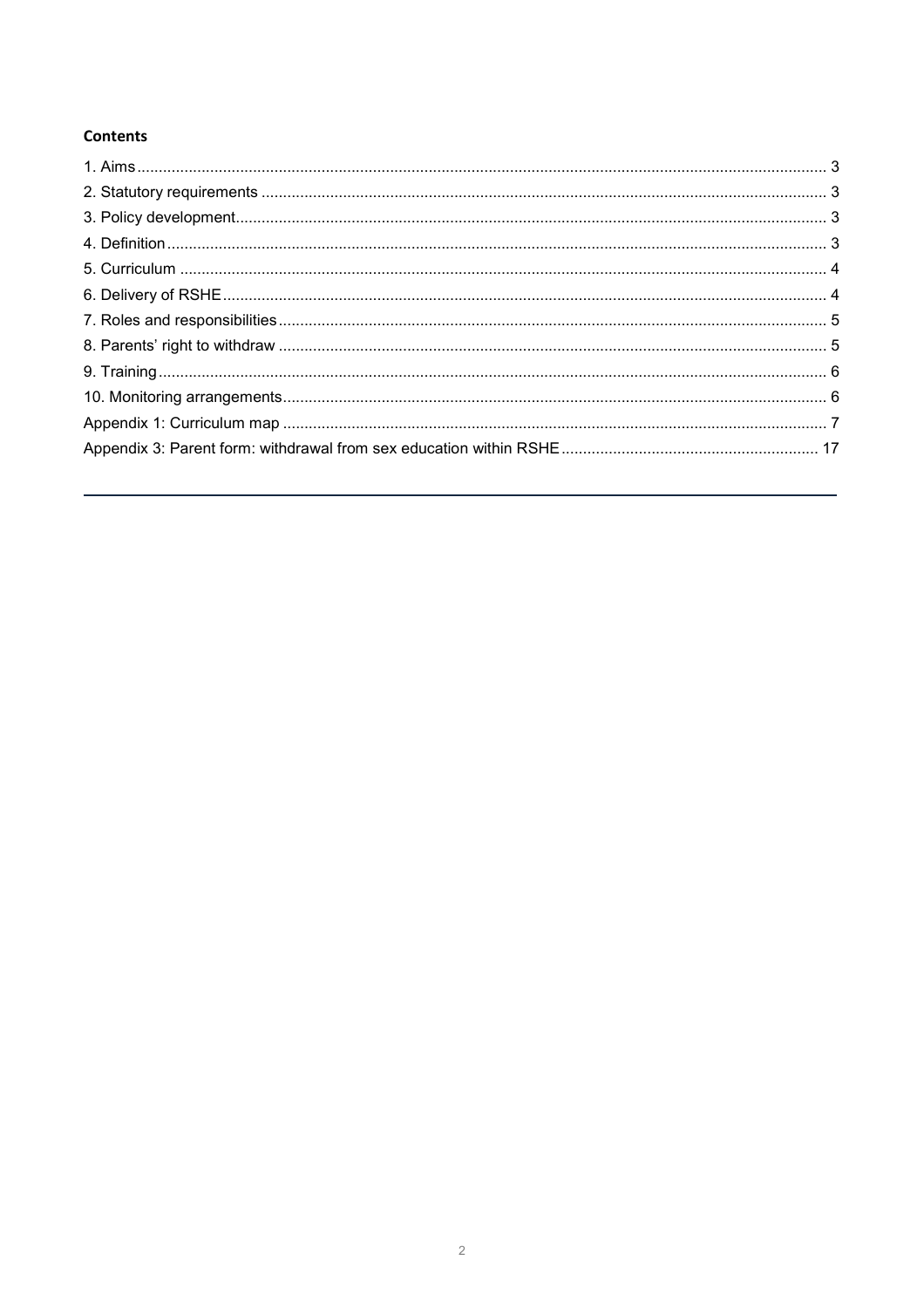**Contents**

1. Aims ... 3
2. Statutory requirements ... 3
3. Policy development ... 3
4. Definition ... 3
5. Curriculum ... 4
6. Delivery of RSHE ... 4
7. Roles and responsibilities ... 5
8. Parents' right to withdraw ... 5
9. Training ... 6
10. Monitoring arrangements ... 6

Appendix 1: Curriculum map ... 7

Appendix 3: Parent form: withdrawal from sex education within RSHE ... 17

---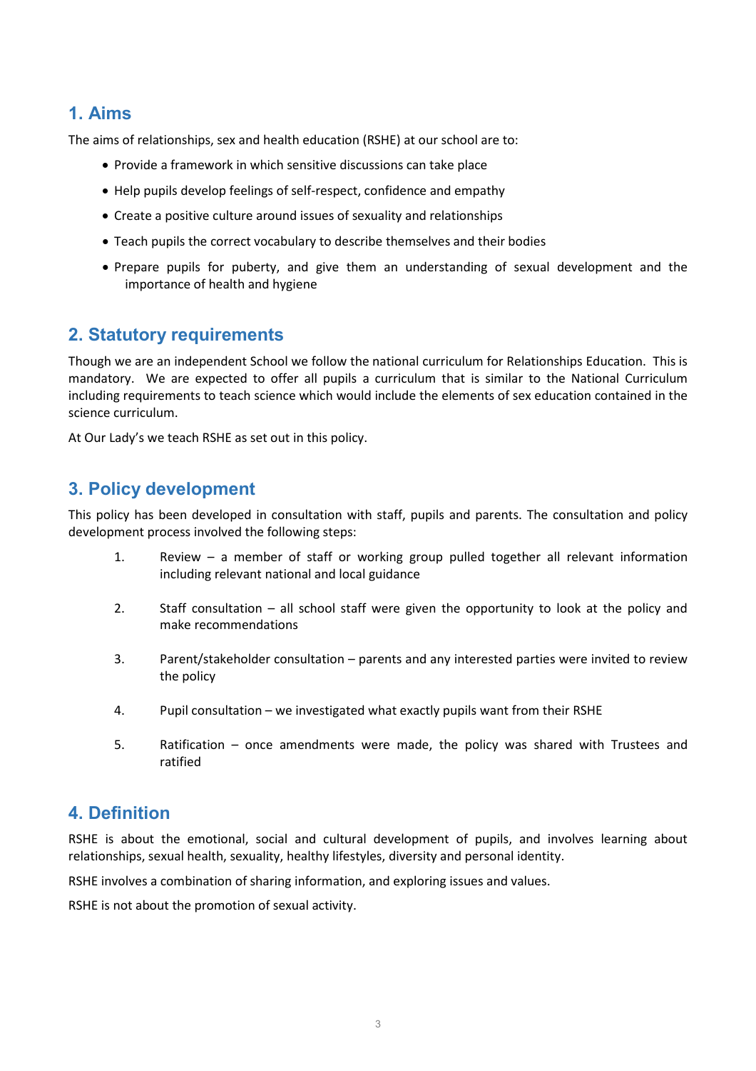## 1. Aims

The aims of relationships, sex and health education (RSHE) at our school are to:

- Provide a framework in which sensitive discussions can take place
- Help pupils develop feelings of self-respect, confidence and empathy
- Create a positive culture around issues of sexuality and relationships
- Teach pupils the correct vocabulary to describe themselves and their bodies
- Prepare pupils for puberty, and give them an understanding of sexual development and the importance of health and hygiene

## 2. Statutory requirements

Though we are an independent School we follow the national curriculum for Relationships Education. This is mandatory. We are expected to offer all pupils a curriculum that is similar to the National Curriculum including requirements to teach science which would include the elements of sex education contained in the science curriculum.

At Our Lady's we teach RSHE as set out in this policy.

## 3. Policy development

This policy has been developed in consultation with staff, pupils and parents. The consultation and policy development process involved the following steps:

1. Review – a member of staff or working group pulled together all relevant information including relevant national and local guidance
2. Staff consultation – all school staff were given the opportunity to look at the policy and make recommendations
3. Parent/stakeholder consultation – parents and any interested parties were invited to review the policy
4. Pupil consultation – we investigated what exactly pupils want from their RSHE
5. Ratification – once amendments were made, the policy was shared with Trustees and ratified

## 4. Definition

RSHE is about the emotional, social and cultural development of pupils, and involves learning about relationships, sexual health, sexuality, healthy lifestyles, diversity and personal identity.

RSHE involves a combination of sharing information, and exploring issues and values.

RSHE is not about the promotion of sexual activity.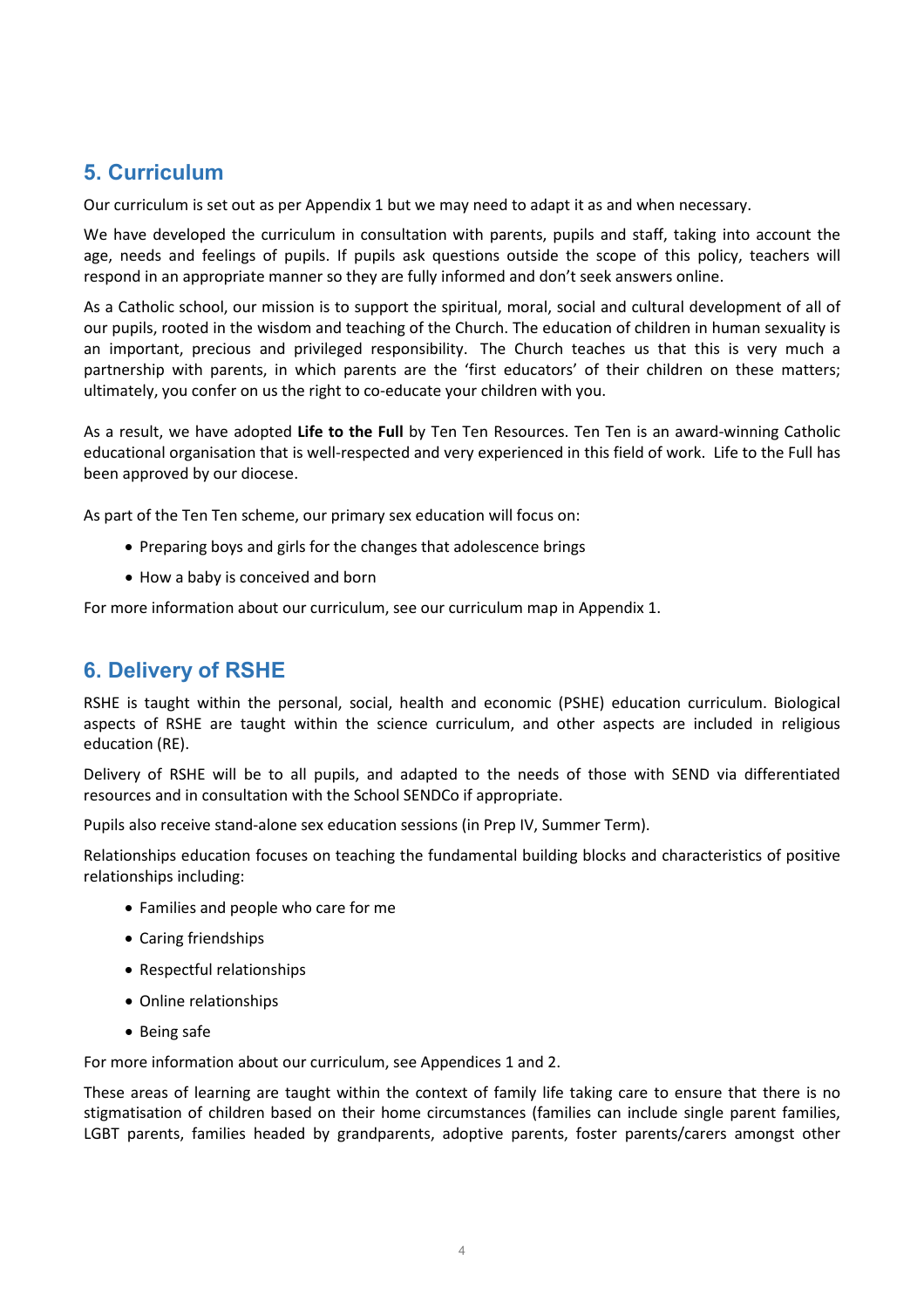## 5. Curriculum

Our curriculum is set out as per Appendix 1 but we may need to adapt it as and when necessary.

We have developed the curriculum in consultation with parents, pupils and staff, taking into account the age, needs and feelings of pupils. If pupils ask questions outside the scope of this policy, teachers will respond in an appropriate manner so they are fully informed and don't seek answers online.

As a Catholic school, our mission is to support the spiritual, moral, social and cultural development of all of our pupils, rooted in the wisdom and teaching of the Church. The education of children in human sexuality is an important, precious and privileged responsibility. The Church teaches us that this is very much a partnership with parents, in which parents are the 'first educators' of their children on these matters; ultimately, you confer on us the right to co-educate your children with you.

As a result, we have adopted **Life to the Full** by Ten Ten Resources. Ten Ten is an award-winning Catholic educational organisation that is well-respected and very experienced in this field of work. Life to the Full has been approved by our diocese.

As part of the Ten Ten scheme, our primary sex education will focus on:

- Preparing boys and girls for the changes that adolescence brings
- How a baby is conceived and born

For more information about our curriculum, see our curriculum map in Appendix 1.

## 6. Delivery of RSHE

RSHE is taught within the personal, social, health and economic (PSHE) education curriculum. Biological aspects of RSHE are taught within the science curriculum, and other aspects are included in religious education (RE).

Delivery of RSHE will be to all pupils, and adapted to the needs of those with SEND via differentiated resources and in consultation with the School SENDCo if appropriate.

Pupils also receive stand-alone sex education sessions (in Prep IV, Summer Term).

Relationships education focuses on teaching the fundamental building blocks and characteristics of positive relationships including:

- Families and people who care for me
- Caring friendships
- Respectful relationships
- Online relationships
- Being safe

For more information about our curriculum, see Appendices 1 and 2.

These areas of learning are taught within the context of family life taking care to ensure that there is no stigmatisation of children based on their home circumstances (families can include single parent families, LGBT parents, families headed by grandparents, adoptive parents, foster parents/carers amongst other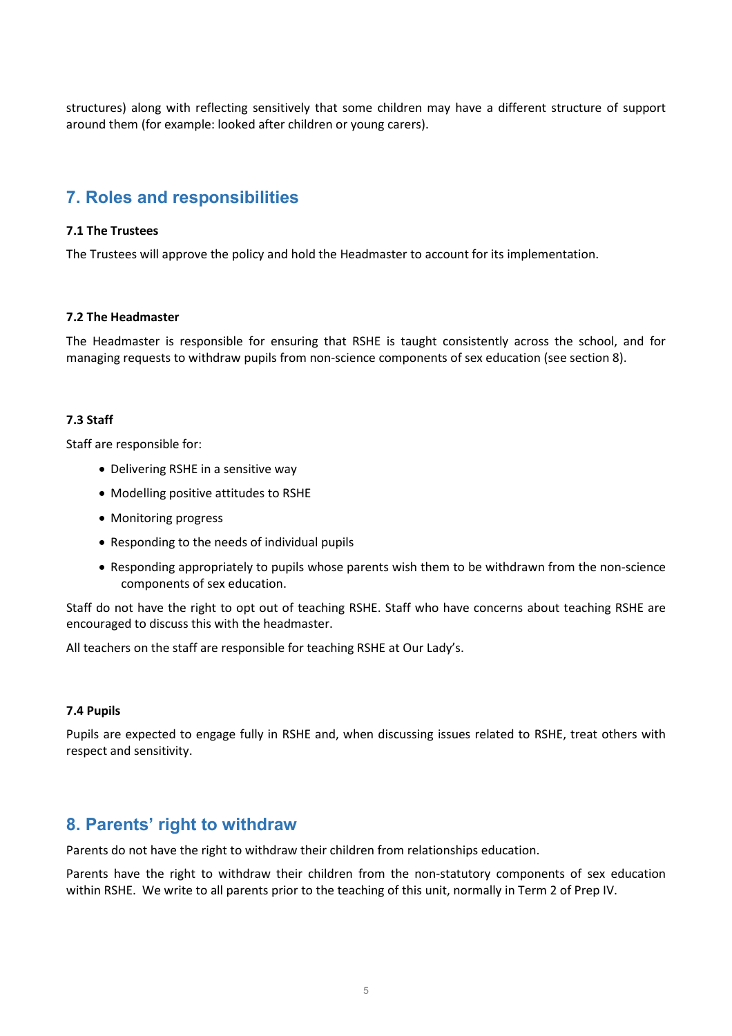structures) along with reflecting sensitively that some children may have a different structure of support around them (for example: looked after children or young carers).

## 7. Roles and responsibilities

### 7.1 The Trustees

The Trustees will approve the policy and hold the Headmaster to account for its implementation.

### 7.2 The Headmaster

The Headmaster is responsible for ensuring that RSHE is taught consistently across the school, and for managing requests to withdraw pupils from non-science components of sex education (see section 8).

### 7.3 Staff

Staff are responsible for:

- Delivering RSHE in a sensitive way
- Modelling positive attitudes to RSHE
- Monitoring progress
- Responding to the needs of individual pupils
- Responding appropriately to pupils whose parents wish them to be withdrawn from the non-science components of sex education.

Staff do not have the right to opt out of teaching RSHE. Staff who have concerns about teaching RSHE are encouraged to discuss this with the headmaster.

All teachers on the staff are responsible for teaching RSHE at Our Lady's.

### 7.4 Pupils

Pupils are expected to engage fully in RSHE and, when discussing issues related to RSHE, treat others with respect and sensitivity.

## 8. Parents' right to withdraw

Parents do not have the right to withdraw their children from relationships education.

Parents have the right to withdraw their children from the non-statutory components of sex education within RSHE. We write to all parents prior to the teaching of this unit, normally in Term 2 of Prep IV.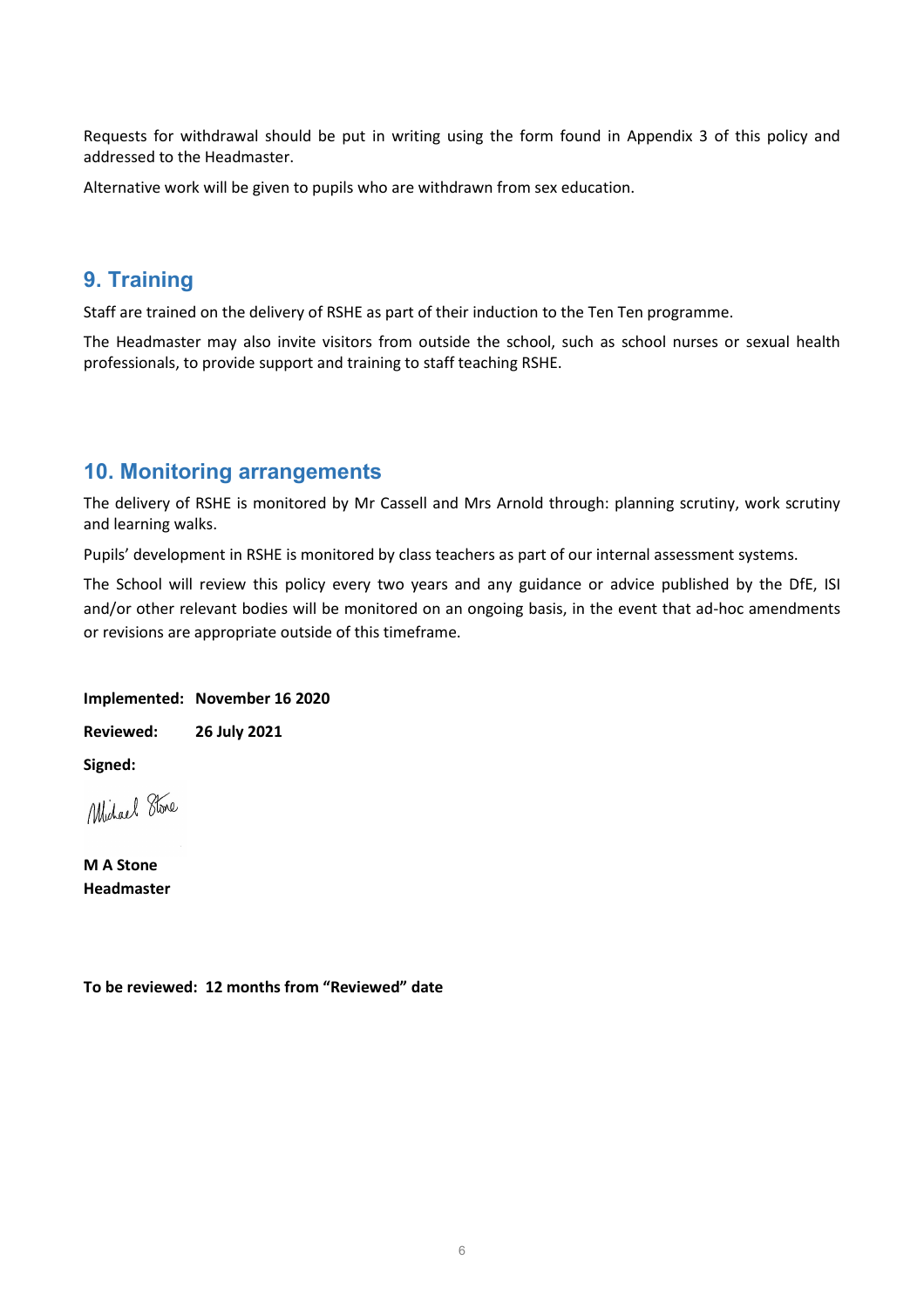Requests for withdrawal should be put in writing using the form found in Appendix 3 of this policy and addressed to the Headmaster.

Alternative work will be given to pupils who are withdrawn from sex education.

## 9. Training

Staff are trained on the delivery of RSHE as part of their induction to the Ten Ten programme.

The Headmaster may also invite visitors from outside the school, such as school nurses or sexual health professionals, to provide support and training to staff teaching RSHE.

## 10. Monitoring arrangements

The delivery of RSHE is monitored by Mr Cassell and Mrs Arnold through: planning scrutiny, work scrutiny and learning walks.

Pupils' development in RSHE is monitored by class teachers as part of our internal assessment systems.

The School will review this policy every two years and any guidance or advice published by the DfE, ISI and/or other relevant bodies will be monitored on an ongoing basis, in the event that ad-hoc amendments or revisions are appropriate outside of this timeframe.

**Implemented: November 16 2020**

**Reviewed: 26 July 2021**

**Signed:**

Michael Stone

**M A Stone**
**Headmaster**

**To be reviewed: 12 months from "Reviewed" date**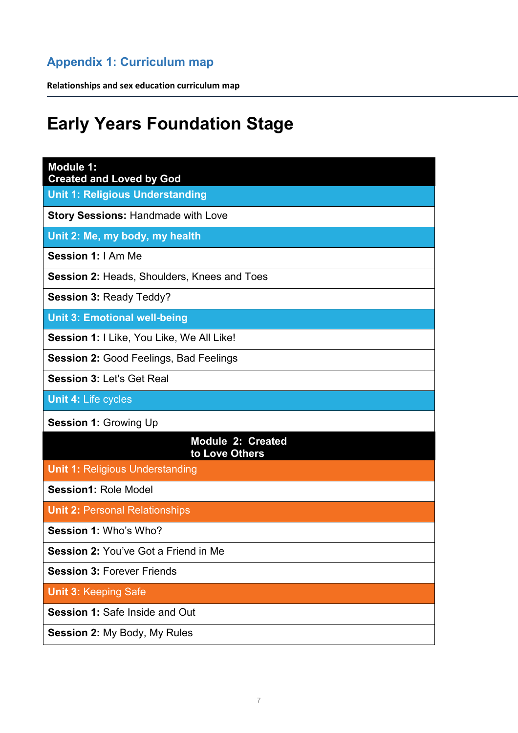## Appendix 1: Curriculum map

**Relationships and sex education curriculum map**

# Early Years Foundation Stage

| **Module 1: Created and Loved by God** |
|---|
| **Unit 1: Religious Understanding** |
| **Story Sessions:** Handmade with Love |
| **Unit 2: Me, my body, my health** |
| **Session 1:** I Am Me |
| **Session 2:** Heads, Shoulders, Knees and Toes |
| **Session 3:** Ready Teddy? |
| **Unit 3: Emotional well-being** |
| **Session 1:** I Like, You Like, We All Like! |
| **Session 2:** Good Feelings, Bad Feelings |
| **Session 3:** Let's Get Real |
| **Unit 4:** Life cycles |
| **Session 1:** Growing Up |
| **Module 2: Created to Love Others** |
| **Unit 1:** Religious Understanding |
| **Session1:** Role Model |
| **Unit 2:** Personal Relationships |
| **Session 1:** Who's Who? |
| **Session 2:** You've Got a Friend in Me |
| **Session 3:** Forever Friends |
| **Unit 3:** Keeping Safe |
| **Session 1:** Safe Inside and Out |
| **Session 2:** My Body, My Rules |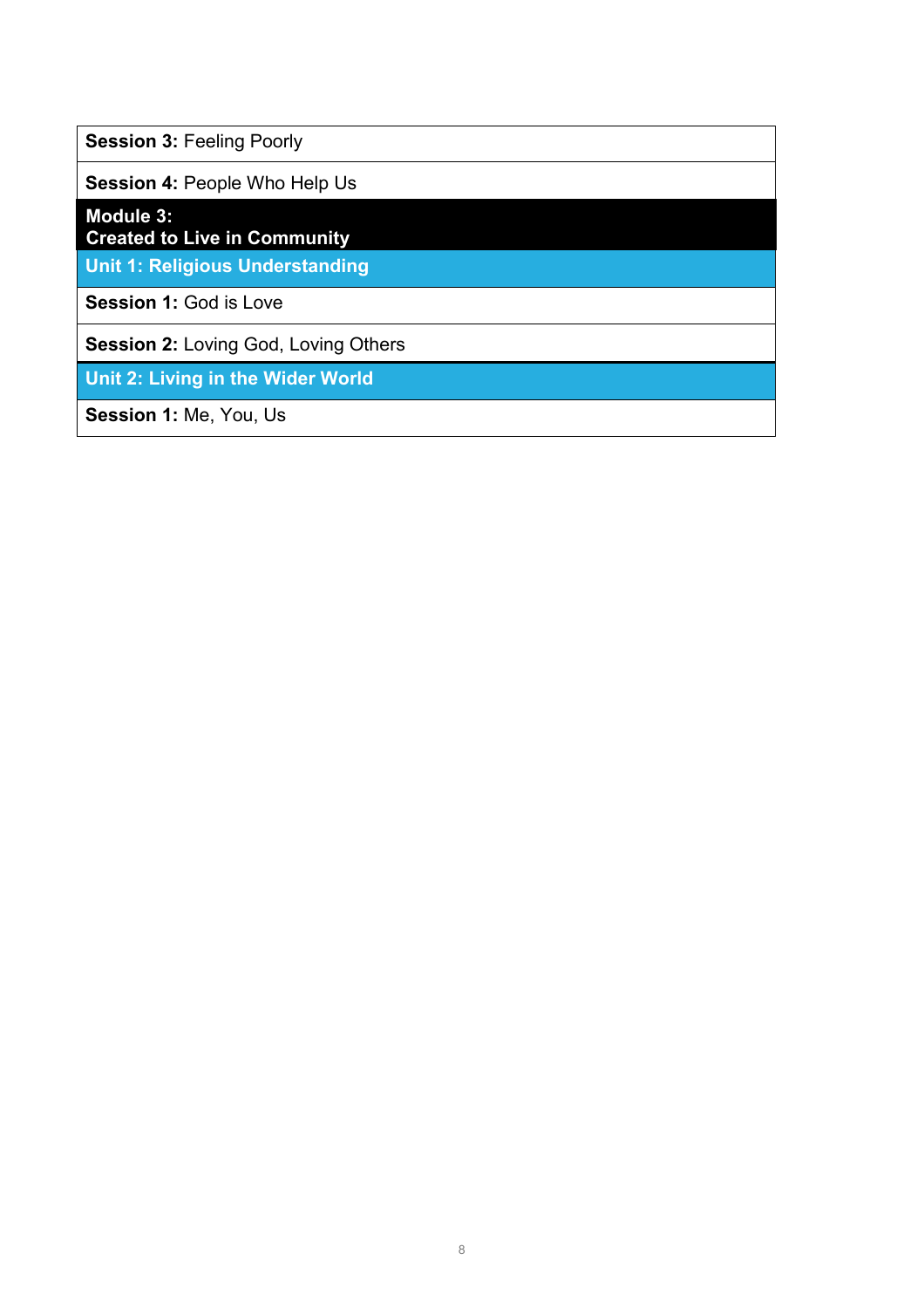| **Session 3:** Feeling Poorly |
|---|
| **Session 4:** People Who Help Us |
| **Module 3: Created to Live in Community** |
| **Unit 1: Religious Understanding** |
| **Session 1:** God is Love |
| **Session 2:** Loving God, Loving Others |
| **Unit 2: Living in the Wider World** |
| **Session 1:** Me, You, Us |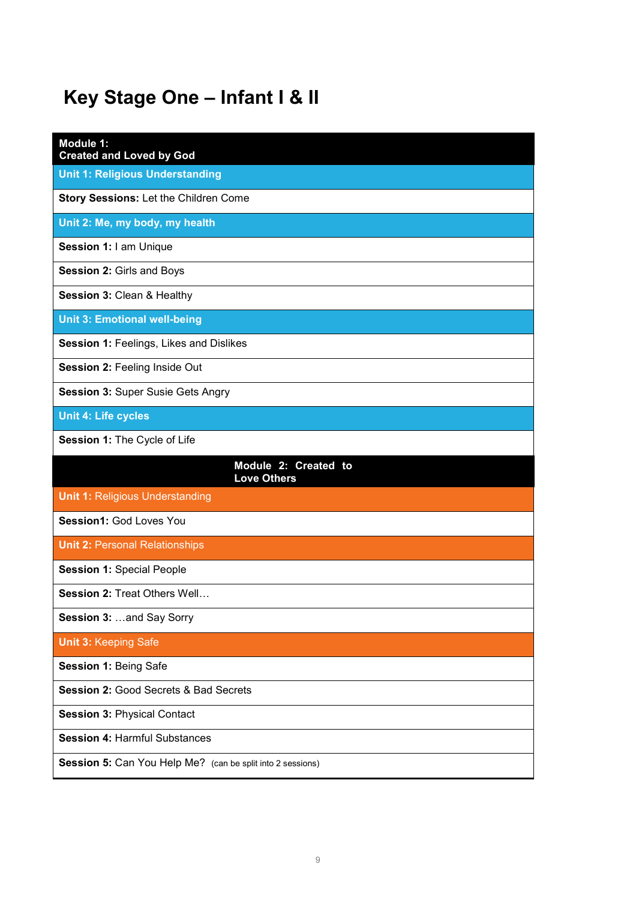# Key Stage One – Infant I & II

| **Module 1: Created and Loved by God** |
|---|
| **Unit 1: Religious Understanding** |
| **Story Sessions:** Let the Children Come |
| **Unit 2: Me, my body, my health** |
| **Session 1:** I am Unique |
| **Session 2:** Girls and Boys |
| **Session 3:** Clean & Healthy |
| **Unit 3: Emotional well-being** |
| **Session 1:** Feelings, Likes and Dislikes |
| **Session 2:** Feeling Inside Out |
| **Session 3:** Super Susie Gets Angry |
| **Unit 4: Life cycles** |
| **Session 1:** The Cycle of Life |
| **Module 2: Created to Love Others** |
| **Unit 1:** Religious Understanding |
| **Session1:** God Loves You |
| **Unit 2:** Personal Relationships |
| **Session 1:** Special People |
| **Session 2:** Treat Others Well… |
| **Session 3:** …and Say Sorry |
| **Unit 3:** Keeping Safe |
| **Session 1:** Being Safe |
| **Session 2:** Good Secrets & Bad Secrets |
| **Session 3:** Physical Contact |
| **Session 4:** Harmful Substances |
| **Session 5:** Can You Help Me? (can be split into 2 sessions) |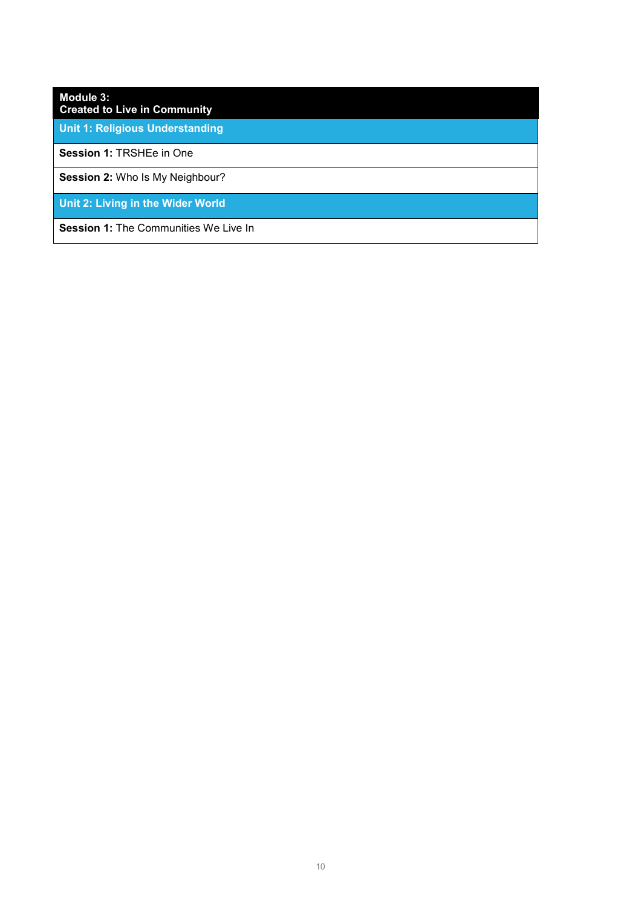| **Module 3:** **Created to Live in Community** |
| --- |
| **Unit 1: Religious Understanding** |
| **Session 1:** TRSHEe in One |
| **Session 2:** Who Is My Neighbour? |
| **Unit 2: Living in the Wider World** |
| **Session 1:** The Communities We Live In |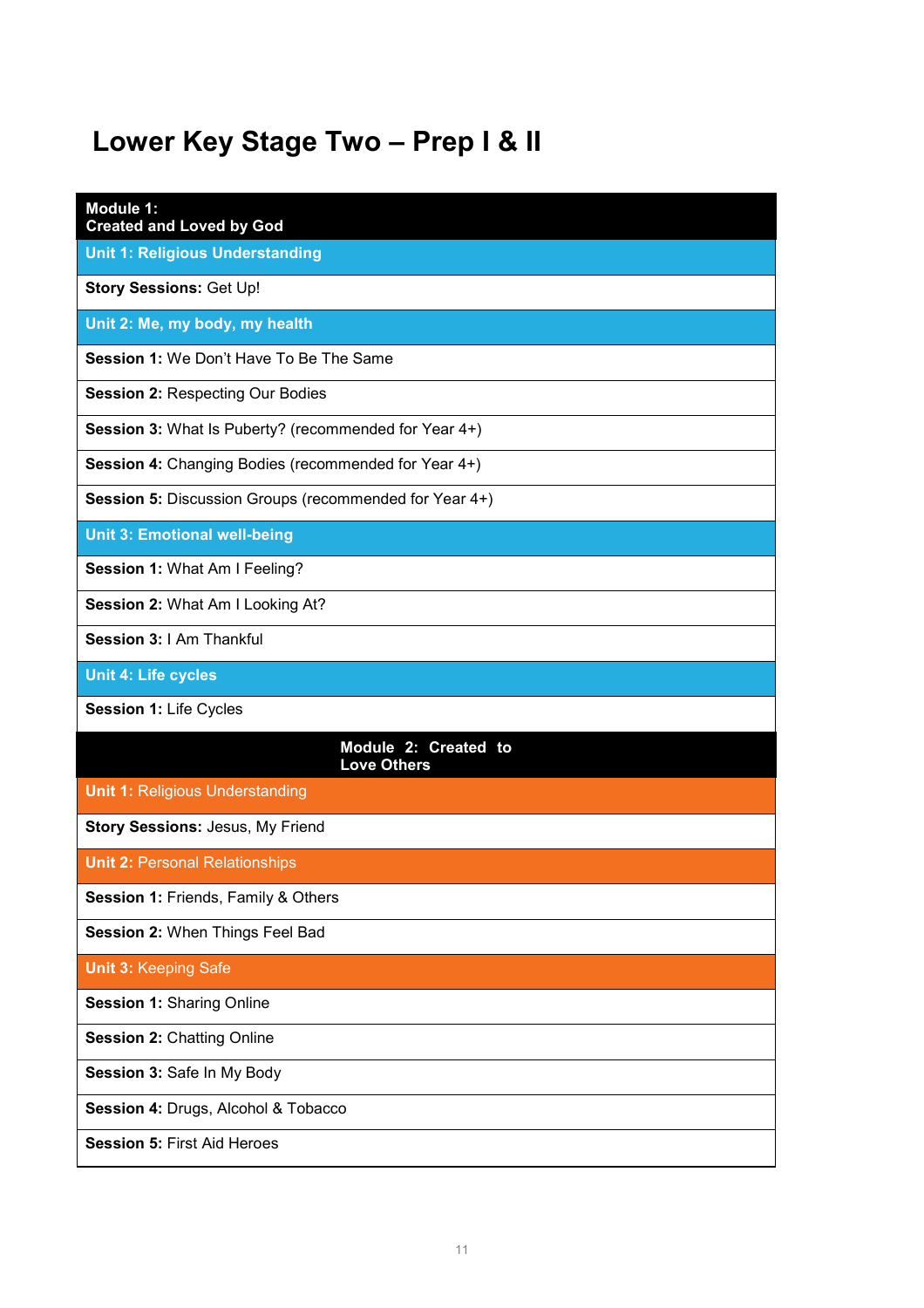# Lower Key Stage Two – Prep I & II

| **Module 1: Created and Loved by God** |
|---|
| **Unit 1: Religious Understanding** |
| **Story Sessions:** Get Up! |
| **Unit 2: Me, my body, my health** |
| **Session 1:** We Don't Have To Be The Same |
| **Session 2:** Respecting Our Bodies |
| **Session 3:** What Is Puberty? (recommended for Year 4+) |
| **Session 4:** Changing Bodies (recommended for Year 4+) |
| **Session 5:** Discussion Groups (recommended for Year 4+) |
| **Unit 3: Emotional well-being** |
| **Session 1:** What Am I Feeling? |
| **Session 2:** What Am I Looking At? |
| **Session 3:** I Am Thankful |
| **Unit 4: Life cycles** |
| **Session 1:** Life Cycles |
| **Module 2: Created to Love Others** |
| **Unit 1:** Religious Understanding |
| **Story Sessions:** Jesus, My Friend |
| **Unit 2:** Personal Relationships |
| **Session 1:** Friends, Family & Others |
| **Session 2:** When Things Feel Bad |
| **Unit 3:** Keeping Safe |
| **Session 1:** Sharing Online |
| **Session 2:** Chatting Online |
| **Session 3:** Safe In My Body |
| **Session 4:** Drugs, Alcohol & Tobacco |
| **Session 5:** First Aid Heroes |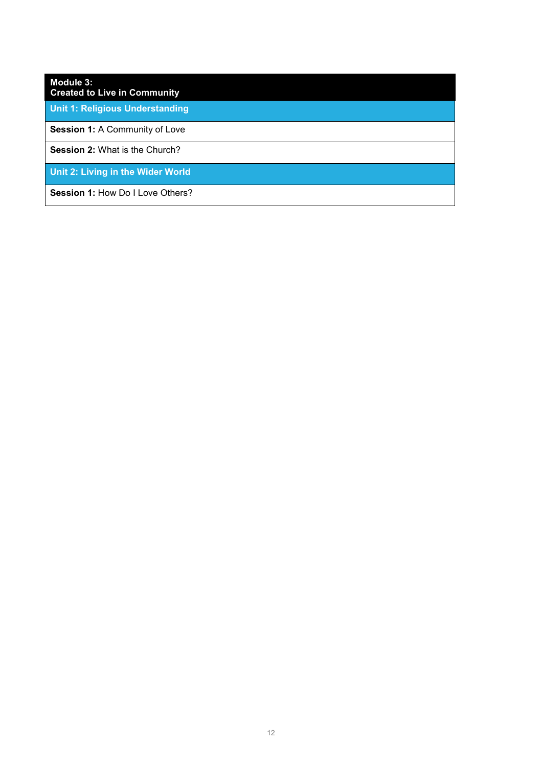| **Module 3:<br>Created to Live in Community** |
| --- |
| **Unit 1: Religious Understanding** |
| **Session 1:** A Community of Love |
| **Session 2:** What is the Church? |
| **Unit 2: Living in the Wider World** |
| **Session 1:** How Do I Love Others? |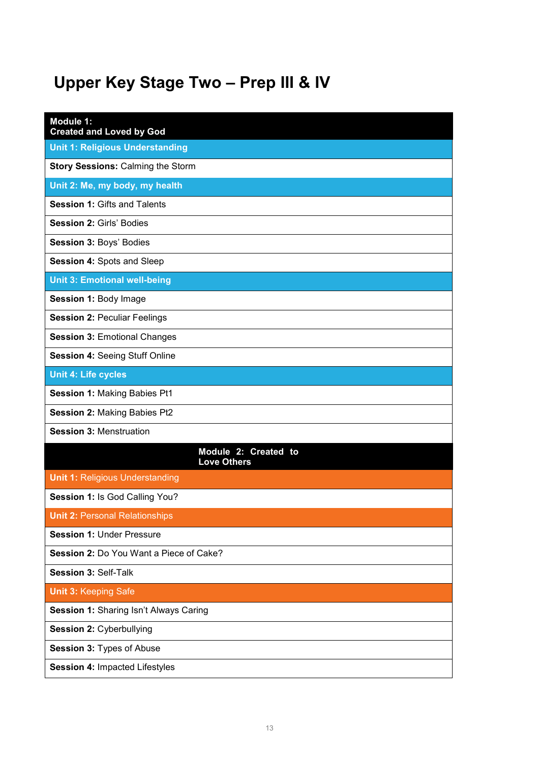# Upper Key Stage Two – Prep III & IV

| Module 1: Created and Loved by God |
|---|
| **Unit 1: Religious Understanding** |
| **Story Sessions:** Calming the Storm |
| **Unit 2: Me, my body, my health** |
| **Session 1:** Gifts and Talents |
| **Session 2:** Girls' Bodies |
| **Session 3:** Boys' Bodies |
| **Session 4:** Spots and Sleep |
| **Unit 3: Emotional well-being** |
| **Session 1:** Body Image |
| **Session 2:** Peculiar Feelings |
| **Session 3:** Emotional Changes |
| **Session 4:** Seeing Stuff Online |
| **Unit 4: Life cycles** |
| **Session 1:** Making Babies Pt1 |
| **Session 2:** Making Babies Pt2 |
| **Session 3:** Menstruation |

| Module 2: Created to Love Others |
|---|
| **Unit 1:** Religious Understanding |
| **Session 1:** Is God Calling You? |
| **Unit 2:** Personal Relationships |
| **Session 1:** Under Pressure |
| **Session 2:** Do You Want a Piece of Cake? |
| **Session 3:** Self-Talk |
| **Unit 3:** Keeping Safe |
| **Session 1:** Sharing Isn't Always Caring |
| **Session 2:** Cyberbullying |
| **Session 3:** Types of Abuse |
| **Session 4:** Impacted Lifestyles |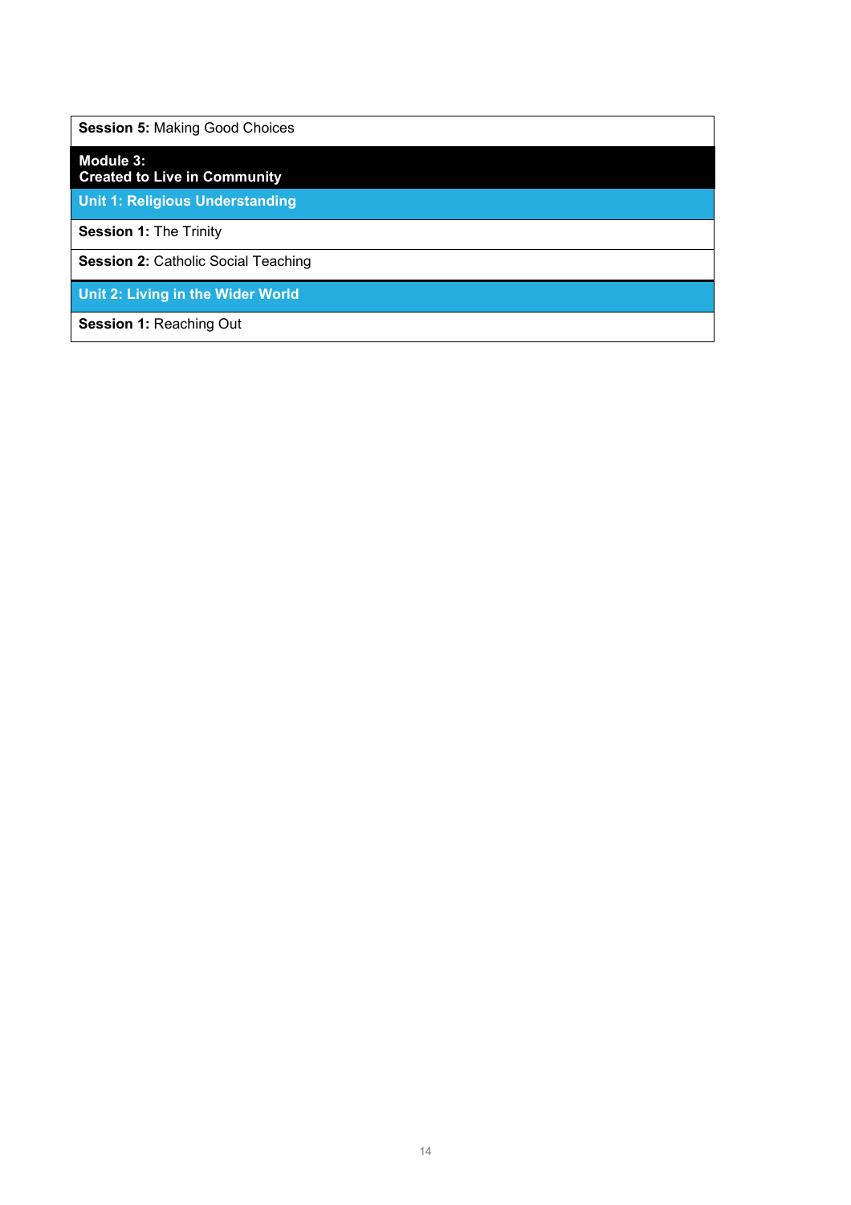| **Session 5:** Making Good Choices |
| --- |
| **Module 3: Created to Live in Community** |
| **Unit 1: Religious Understanding** |
| **Session 1:** The Trinity |
| **Session 2:** Catholic Social Teaching |
| **Unit 2: Living in the Wider World** |
| **Session 1:** Reaching Out |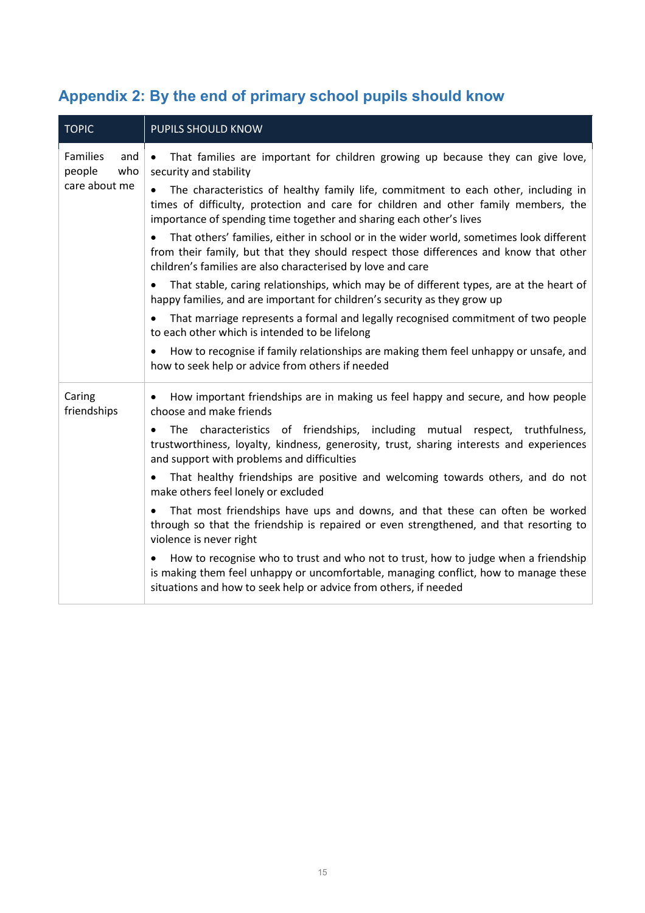## Appendix 2: By the end of primary school pupils should know

| TOPIC | PUPILS SHOULD KNOW |
|---|---|
| Families and people who care about me | • That families are important for children growing up because they can give love, security and stability<br>• The characteristics of healthy family life, commitment to each other, including in times of difficulty, protection and care for children and other family members, the importance of spending time together and sharing each other's lives<br>• That others' families, either in school or in the wider world, sometimes look different from their family, but that they should respect those differences and know that other children's families are also characterised by love and care<br>• That stable, caring relationships, which may be of different types, are at the heart of happy families, and are important for children's security as they grow up<br>• That marriage represents a formal and legally recognised commitment of two people to each other which is intended to be lifelong<br>• How to recognise if family relationships are making them feel unhappy or unsafe, and how to seek help or advice from others if needed |
| Caring friendships | • How important friendships are in making us feel happy and secure, and how people choose and make friends<br>• The characteristics of friendships, including mutual respect, truthfulness, trustworthiness, loyalty, kindness, generosity, trust, sharing interests and experiences and support with problems and difficulties<br>• That healthy friendships are positive and welcoming towards others, and do not make others feel lonely or excluded<br>• That most friendships have ups and downs, and that these can often be worked through so that the friendship is repaired or even strengthened, and that resorting to violence is never right<br>• How to recognise who to trust and who not to trust, how to judge when a friendship is making them feel unhappy or uncomfortable, managing conflict, how to manage these situations and how to seek help or advice from others, if needed |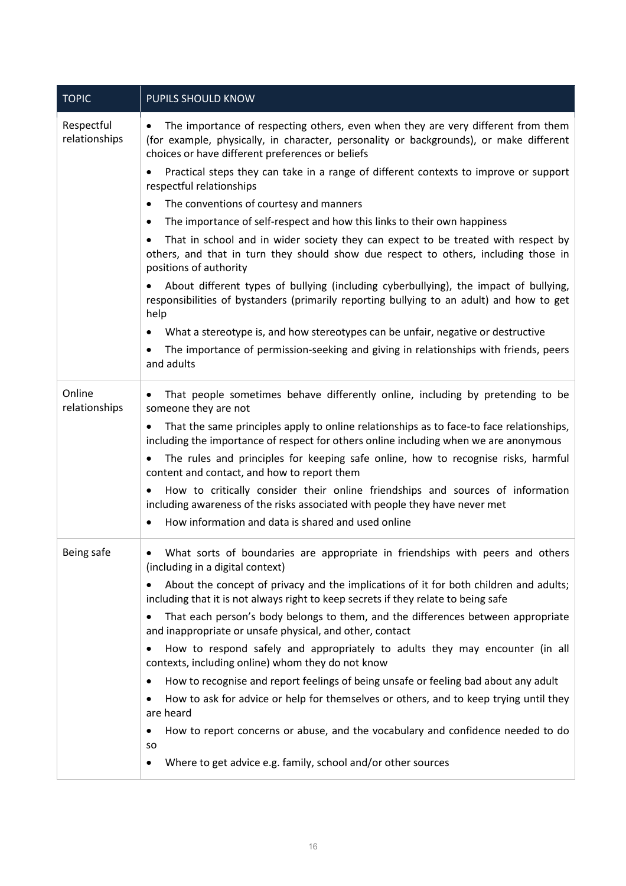| TOPIC | PUPILS SHOULD KNOW |
|---|---|
| Respectful relationships | • The importance of respecting others, even when they are very different from them (for example, physically, in character, personality or backgrounds), or make different choices or have different preferences or beliefs<br>• Practical steps they can take in a range of different contexts to improve or support respectful relationships<br>• The conventions of courtesy and manners<br>• The importance of self-respect and how this links to their own happiness<br>• That in school and in wider society they can expect to be treated with respect by others, and that in turn they should show due respect to others, including those in positions of authority<br>• About different types of bullying (including cyberbullying), the impact of bullying, responsibilities of bystanders (primarily reporting bullying to an adult) and how to get help<br>• What a stereotype is, and how stereotypes can be unfair, negative or destructive<br>• The importance of permission-seeking and giving in relationships with friends, peers and adults |
| Online relationships | • That people sometimes behave differently online, including by pretending to be someone they are not<br>• That the same principles apply to online relationships as to face-to face relationships, including the importance of respect for others online including when we are anonymous<br>• The rules and principles for keeping safe online, how to recognise risks, harmful content and contact, and how to report them<br>• How to critically consider their online friendships and sources of information including awareness of the risks associated with people they have never met<br>• How information and data is shared and used online |
| Being safe | • What sorts of boundaries are appropriate in friendships with peers and others (including in a digital context)<br>• About the concept of privacy and the implications of it for both children and adults; including that it is not always right to keep secrets if they relate to being safe<br>• That each person's body belongs to them, and the differences between appropriate and inappropriate or unsafe physical, and other, contact<br>• How to respond safely and appropriately to adults they may encounter (in all contexts, including online) whom they do not know<br>• How to recognise and report feelings of being unsafe or feeling bad about any adult<br>• How to ask for advice or help for themselves or others, and to keep trying until they are heard<br>• How to report concerns or abuse, and the vocabulary and confidence needed to do so<br>• Where to get advice e.g. family, school and/or other sources |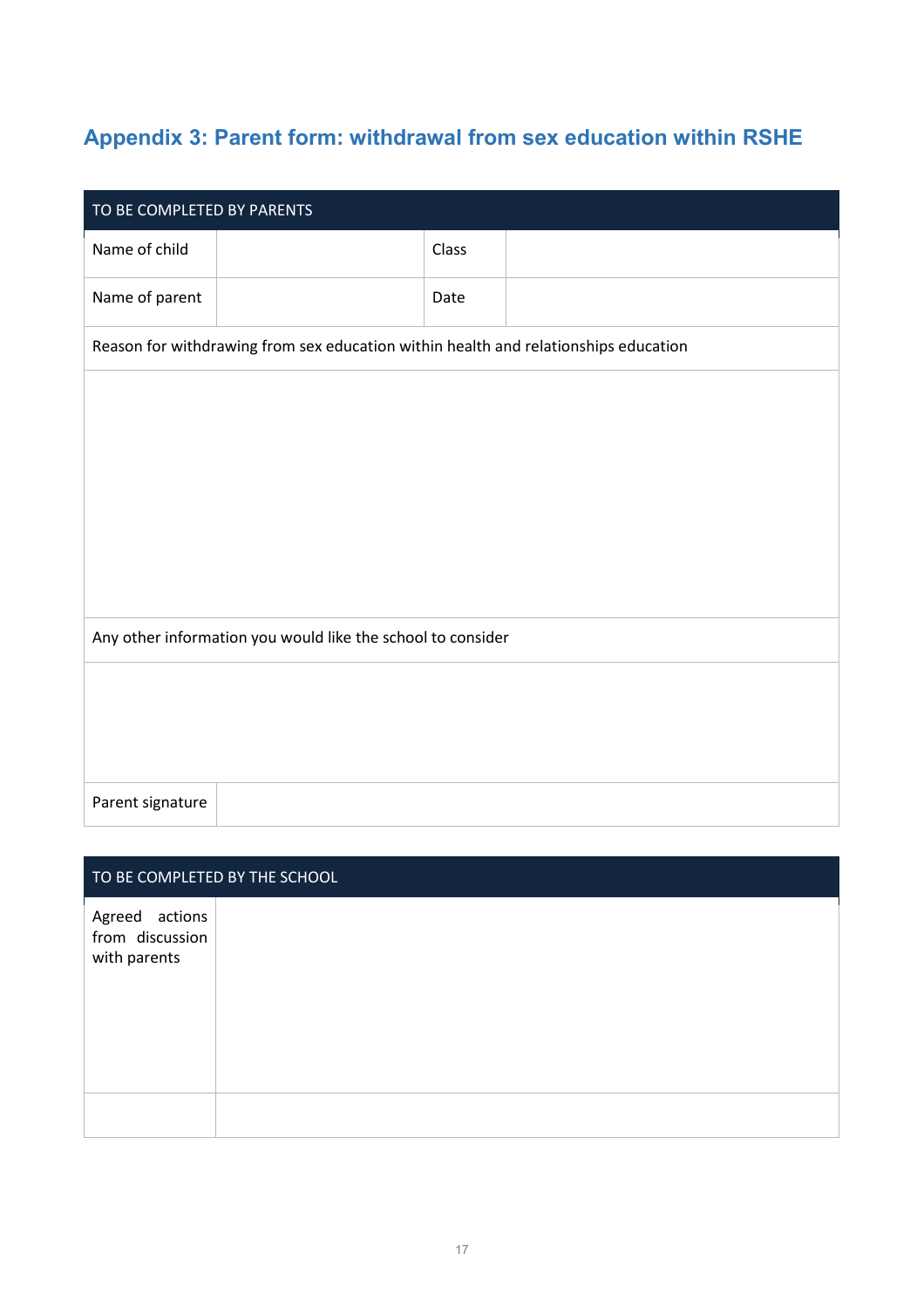## Appendix 3: Parent form: withdrawal from sex education within RSHE

| TO BE COMPLETED BY PARENTS | | | |
|---|---|---|---|
| Name of child | | Class | |
| Name of parent | | Date | |
| Reason for withdrawing from sex education within health and relationships education | | | |
| | | | |
| Any other information you would like the school to consider | | | |
| | | | |
| Parent signature | | | |

| TO BE COMPLETED BY THE SCHOOL | |
|---|---|
| Agreed actions from discussion with parents | |
| | |